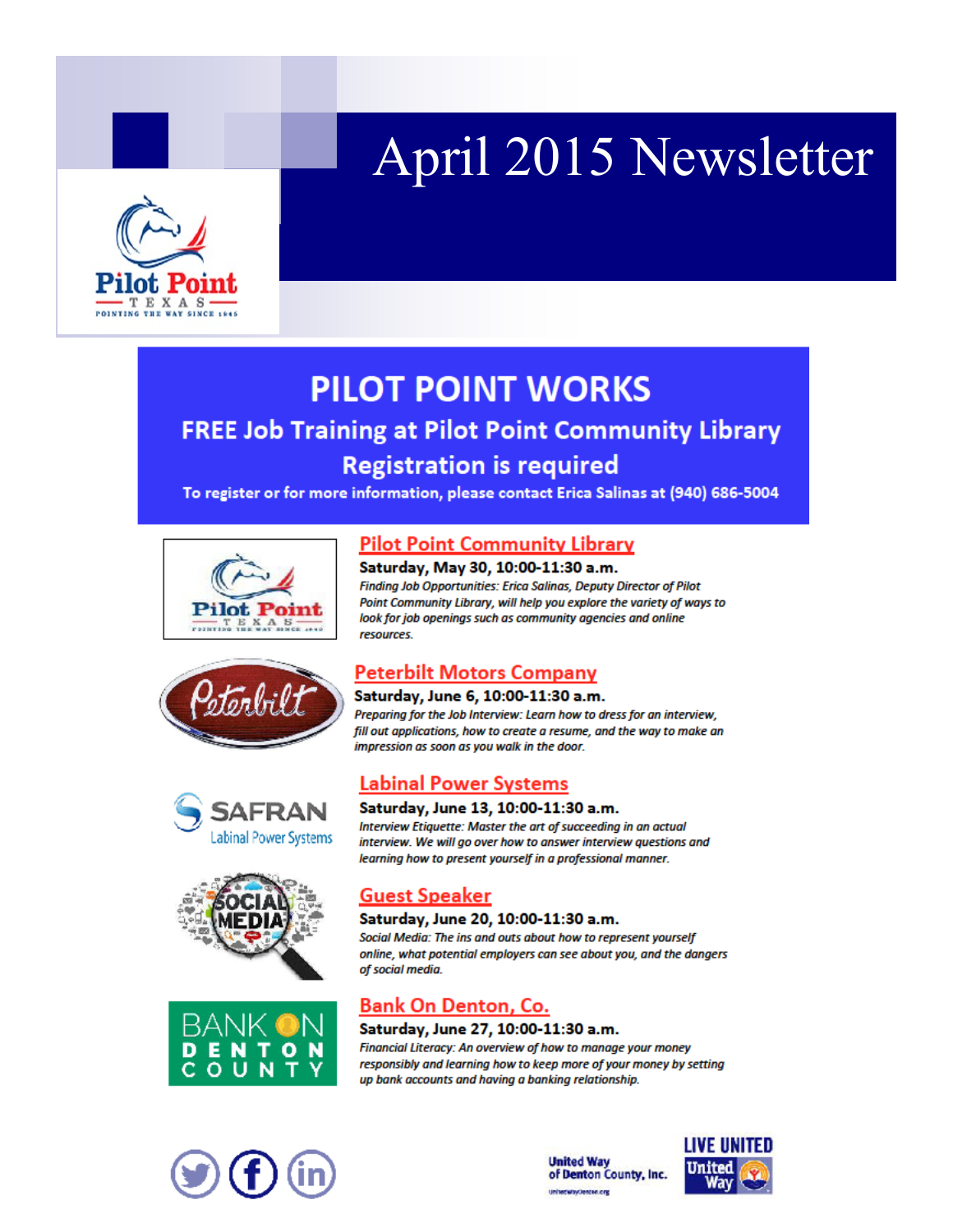# April 2015 Newsletter

## PILOT POINT WORKS

### FREE Job Training at Pilot Point Community Library

### Registration is required

**To register or for more information, please contact Erica Salinas at (940) 686-5004**

### Pilot Point Community Library

**Saturday, May 30, 10:00-11:30 a.m.**

*Finding Job Opportunities: Erica Salinas, Deputy Director of Pilot Point Community Library, will help you explore the variety of ways to look for job openings such as community agencies and online resources.*

### Peterbilt Motors Company

**Saturday, June 6, 10:00-11:30 a.m.**

*Preparing for the Job Interview: Learn how to dress for an interview, fill out applications, how to create a resume, and the way to make an impression as soon as you walk in the door.*

### Labinal Power Systems

**Saturday, June 13, 10:00-11:30 a.m.**

*Interview Etiquette: Master the art of succeeding in an actual interview. We will go over how to answer interview questions and learning how to present yourself in a professional manner.*

### Guest Speaker

**Saturday, June 20, 10:00-11:30 a.m.**

*Social Media: The ins and outs about how to represent yourself online, what potential employers can see about you, and the dangers of social media.*

### Bank On Denton, Co.

**Saturday, June 27, 10:00-11:30 a.m.**

*Financial Literacy: An overview of how to manage your money responsibly and learning how to keep more of your money by setting up bank accounts and having a banking relationship.*

United Way of Denton County, Inc.

LIVE UNITED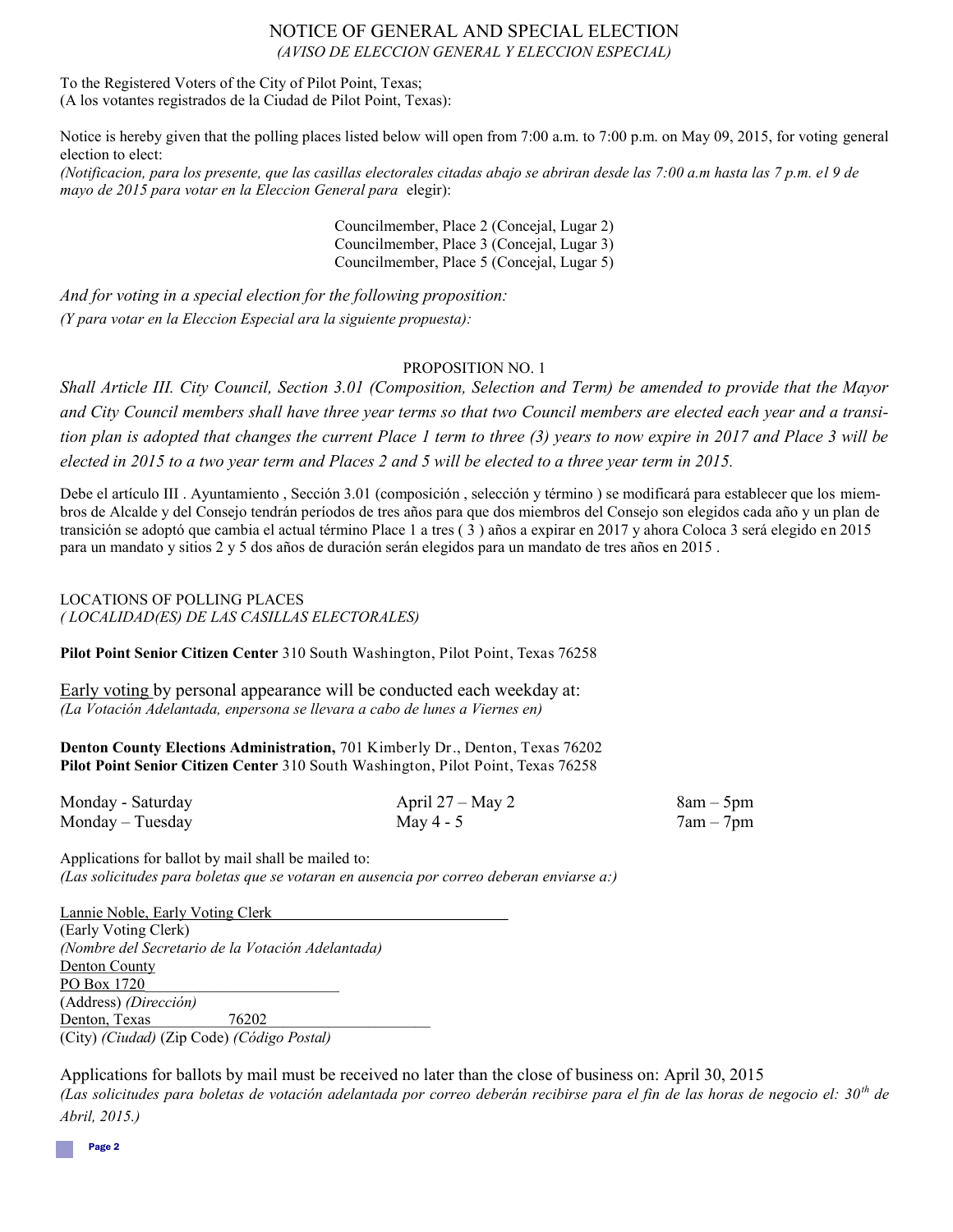# NOTICE OF GENERAL AND SPECIAL ELECTION

*(AVISO DE ELECCION GENERAL Y ELECCION ESPECIAL)*

To the Registered Voters of the City of Pilot Point, Texas;
(A los votantes registrados de la Ciudad de Pilot Point, Texas):

Notice is hereby given that the polling places listed below will open from 7:00 a.m. to 7:00 p.m. on May 09, 2015, for voting general election to elect:
*(Notificacion, para los presente, que las casillas electorales citadas abajo se abriran desde las 7:00 a.m hasta las 7 p.m. el 9 de mayo de 2015 para votar en la Eleccion General para* elegir):

Councilmember, Place 2 (Concejal, Lugar 2)
Councilmember, Place 3 (Concejal, Lugar 3)
Councilmember, Place 5 (Concejal, Lugar 5)

*And for voting in a special election for the following proposition:*
*(Y para votar en la Eleccion Especial ara la siguiente propuesta):*

PROPOSITION NO. 1

*Shall Article III. City Council, Section 3.01 (Composition, Selection and Term) be amended to provide that the Mayor and City Council members shall have three year terms so that two Council members are elected each year and a transition plan is adopted that changes the current Place 1 term to three (3) years to now expire in 2017 and Place 3 will be elected in 2015 to a two year term and Places 2 and 5 will be elected to a three year term in 2015.*

Debe el artículo III . Ayuntamiento , Sección 3.01 (composición , selección y término ) se modificará para establecer que los miembros de Alcalde y del Consejo tendrán períodos de tres años para que dos miembros del Consejo son elegidos cada año y un plan de transición se adoptó que cambia el actual término Place 1 a tres ( 3 ) años a expirar en 2017 y ahora Coloca 3 será elegido en 2015 para un mandato y sitios 2 y 5 dos años de duración serán elegidos para un mandato de tres años en 2015 .

LOCATIONS OF POLLING PLACES
*( LOCALIDAD(ES) DE LAS CASILLAS ELECTORALES)*

**Pilot Point Senior Citizen Center** 310 South Washington, Pilot Point, Texas 76258

Early voting by personal appearance will be conducted each weekday at:
*(La Votación Adelantada, enpersona se llevara a cabo de lunes a Viernes en)*

**Denton County Elections Administration,** 701 Kimberly Dr., Denton, Texas 76202
**Pilot Point Senior Citizen Center** 310 South Washington, Pilot Point, Texas 76258

| | | |
|---|---|---|
| Monday - Saturday | April 27 – May 2 | 8am – 5pm |
| Monday – Tuesday | May 4 - 5 | 7am – 7pm |

Applications for ballot by mail shall be mailed to:
*(Las solicitudes para boletas que se votaran en ausencia por correo deberan enviarse a:)*

Lannie Noble, Early Voting Clerk
(Early Voting Clerk)
*(Nombre del Secretario de la Votación Adelantada)*
Denton County
PO Box 1720
(Address) *(Dirección)*
Denton, Texas 76202
(City) *(Ciudad)* (Zip Code) *(Código Postal)*

Applications for ballots by mail must be received no later than the close of business on: April 30, 2015
*(Las solicitudes para boletas de votación adelantada por correo deberán recibirse para el fin de las horas de negocio el: 30th de Abril, 2015.)*